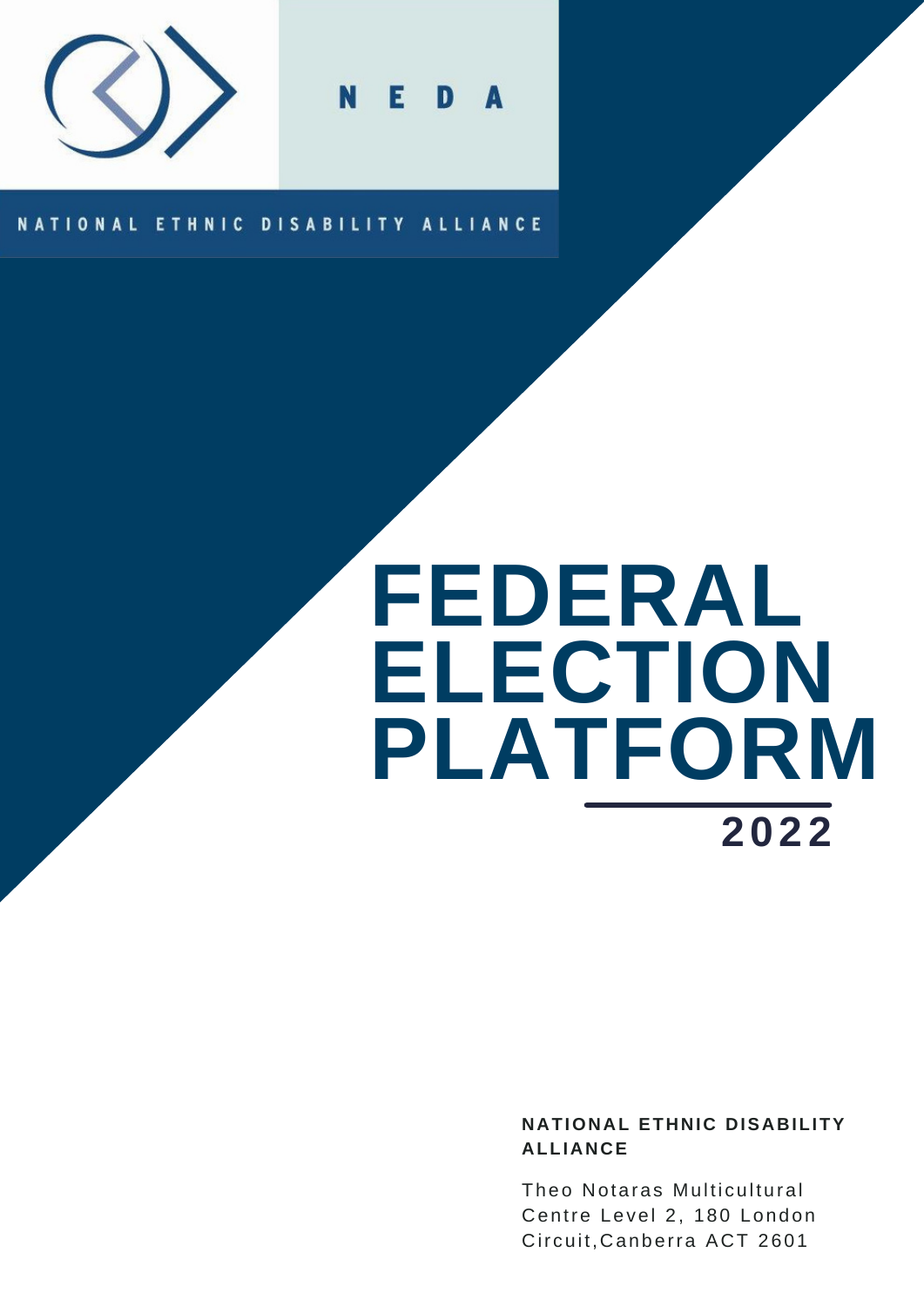N E D A

NATIONAL ETHNIC DISABILITY ALLIANCE

# FEDERAL ELECTION PLATFORM

## 2022

**NATIONAL ETHNIC DISABILITY ALLIANCE**

Theo Notaras Multicultural Centre Level 2, 180 London Circuit,Canberra ACT 2601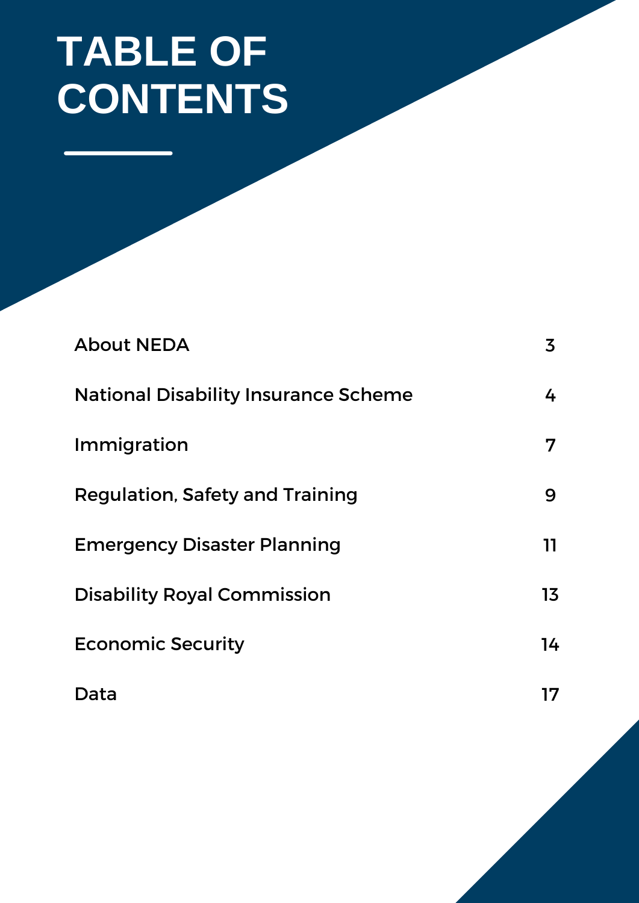# TABLE OF CONTENTS

| | |
|---|---|
| About NEDA | 3 |
| National Disability Insurance Scheme | 4 |
| Immigration | 7 |
| Regulation, Safety and Training | 9 |
| Emergency Disaster Planning | 11 |
| Disability Royal Commission | 13 |
| Economic Security | 14 |
| Data | 17 |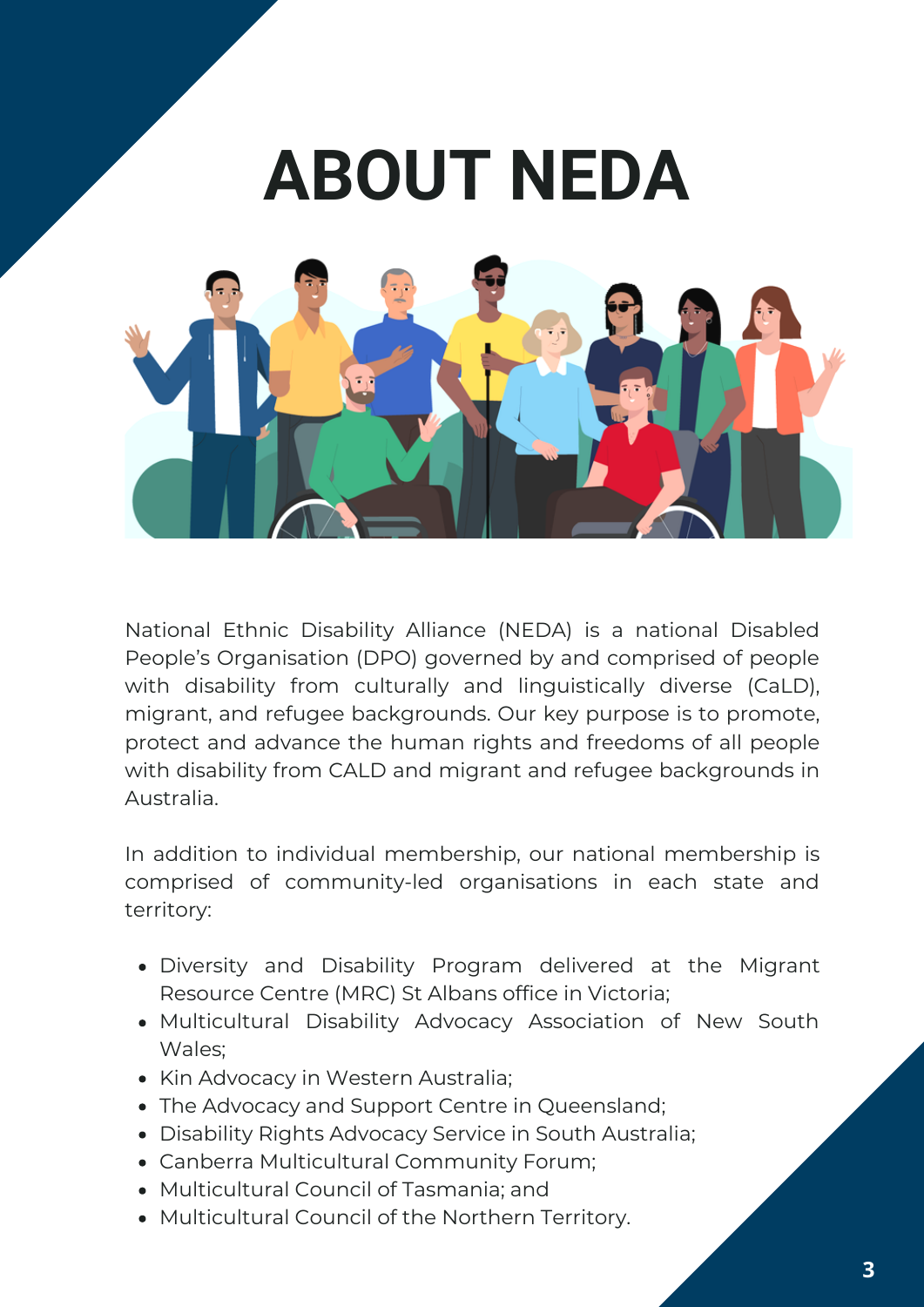# ABOUT NEDA

National Ethnic Disability Alliance (NEDA) is a national Disabled People's Organisation (DPO) governed by and comprised of people with disability from culturally and linguistically diverse (CaLD), migrant, and refugee backgrounds. Our key purpose is to promote, protect and advance the human rights and freedoms of all people with disability from CALD and migrant and refugee backgrounds in Australia.

In addition to individual membership, our national membership is comprised of community-led organisations in each state and territory:

- Diversity and Disability Program delivered at the Migrant Resource Centre (MRC) St Albans office in Victoria;
- Multicultural Disability Advocacy Association of New South Wales;
- Kin Advocacy in Western Australia;
- The Advocacy and Support Centre in Queensland;
- Disability Rights Advocacy Service in South Australia;
- Canberra Multicultural Community Forum;
- Multicultural Council of Tasmania; and
- Multicultural Council of the Northern Territory.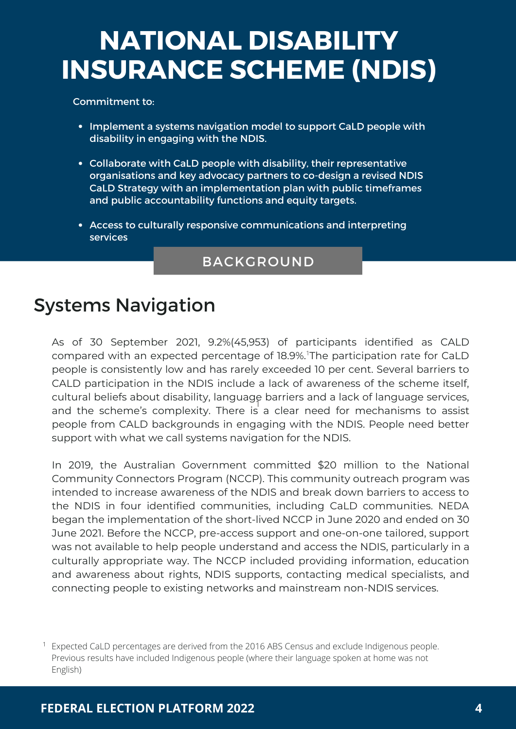# NATIONAL DISABILITY INSURANCE SCHEME (NDIS)

Commitment to:

- Implement a systems navigation model to support CaLD people with disability in engaging with the NDIS.
- Collaborate with CaLD people with disability, their representative organisations and key advocacy partners to co-design a revised NDIS CaLD Strategy with an implementation plan with public timeframes and public accountability functions and equity targets.
- Access to culturally responsive communications and interpreting services

BACKGROUND

## Systems Navigation

As of 30 September 2021, 9.2%(45,953) of participants identified as CALD compared with an expected percentage of 18.9%.[1]The participation rate for CaLD people is consistently low and has rarely exceeded 10 per cent. Several barriers to CALD participation in the NDIS include a lack of awareness of the scheme itself, cultural beliefs about disability, language barriers and a lack of language services, and the scheme's complexity. There is a clear need for mechanisms to assist people from CALD backgrounds in engaging with the NDIS. People need better support with what we call systems navigation for the NDIS.

In 2019, the Australian Government committed $20 million to the National Community Connectors Program (NCCP). This community outreach program was intended to increase awareness of the NDIS and break down barriers to access to the NDIS in four identified communities, including CaLD communities. NEDA began the implementation of the short-lived NCCP in June 2020 and ended on 30 June 2021. Before the NCCP, pre-access support and one-on-one tailored, support was not available to help people understand and access the NDIS, particularly in a culturally appropriate way. The NCCP included providing information, education and awareness about rights, NDIS supports, contacting medical specialists, and connecting people to existing networks and mainstream non-NDIS services.

[1] Expected CaLD percentages are derived from the 2016 ABS Census and exclude Indigenous people. Previous results have included Indigenous people (where their language spoken at home was not English)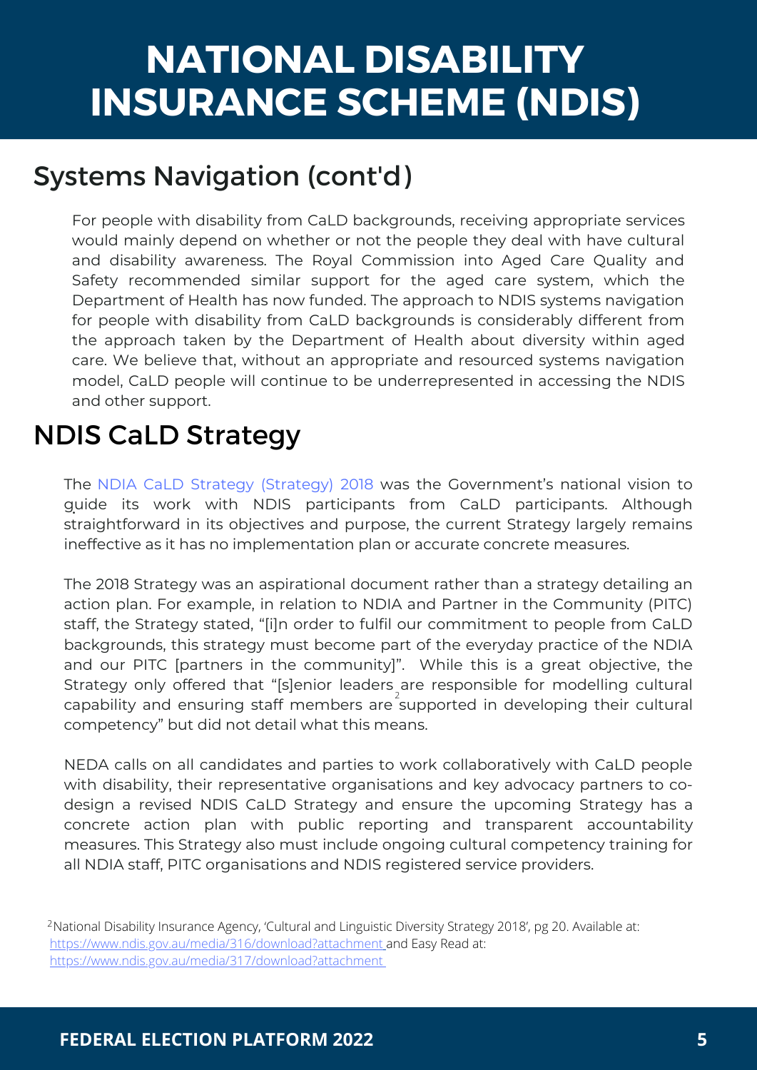# NATIONAL DISABILITY INSURANCE SCHEME (NDIS)

## Systems Navigation (cont'd)

For people with disability from CaLD backgrounds, receiving appropriate services would mainly depend on whether or not the people they deal with have cultural and disability awareness. The Royal Commission into Aged Care Quality and Safety recommended similar support for the aged care system, which the Department of Health has now funded. The approach to NDIS systems navigation for people with disability from CaLD backgrounds is considerably different from the approach taken by the Department of Health about diversity within aged care. We believe that, without an appropriate and resourced systems navigation model, CaLD people will continue to be underrepresented in accessing the NDIS and other support.

## NDIS CaLD Strategy

The NDIA CaLD Strategy (Strategy) 2018 was the Government's national vision to guide its work with NDIS participants from CaLD participants. Although straightforward in its objectives and purpose, the current Strategy largely remains ineffective as it has no implementation plan or accurate concrete measures.

The 2018 Strategy was an aspirational document rather than a strategy detailing an action plan. For example, in relation to NDIA and Partner in the Community (PITC) staff, the Strategy stated, "[i]n order to fulfil our commitment to people from CaLD backgrounds, this strategy must become part of the everyday practice of the NDIA and our PITC [partners in the community]". While this is a great objective, the Strategy only offered that "[s]enior leaders are responsible for modelling cultural capability and ensuring staff members are supported in developing their cultural competency"[2] but did not detail what this means.

NEDA calls on all candidates and parties to work collaboratively with CaLD people with disability, their representative organisations and key advocacy partners to co-design a revised NDIS CaLD Strategy and ensure the upcoming Strategy has a concrete action plan with public reporting and transparent accountability measures. This Strategy also must include ongoing cultural competency training for all NDIA staff, PITC organisations and NDIS registered service providers.

[2] National Disability Insurance Agency, 'Cultural and Linguistic Diversity Strategy 2018', pg 20. Available at: https://www.ndis.gov.au/media/316/download?attachment and Easy Read at: https://www.ndis.gov.au/media/317/download?attachment

FEDERAL ELECTION PLATFORM 2022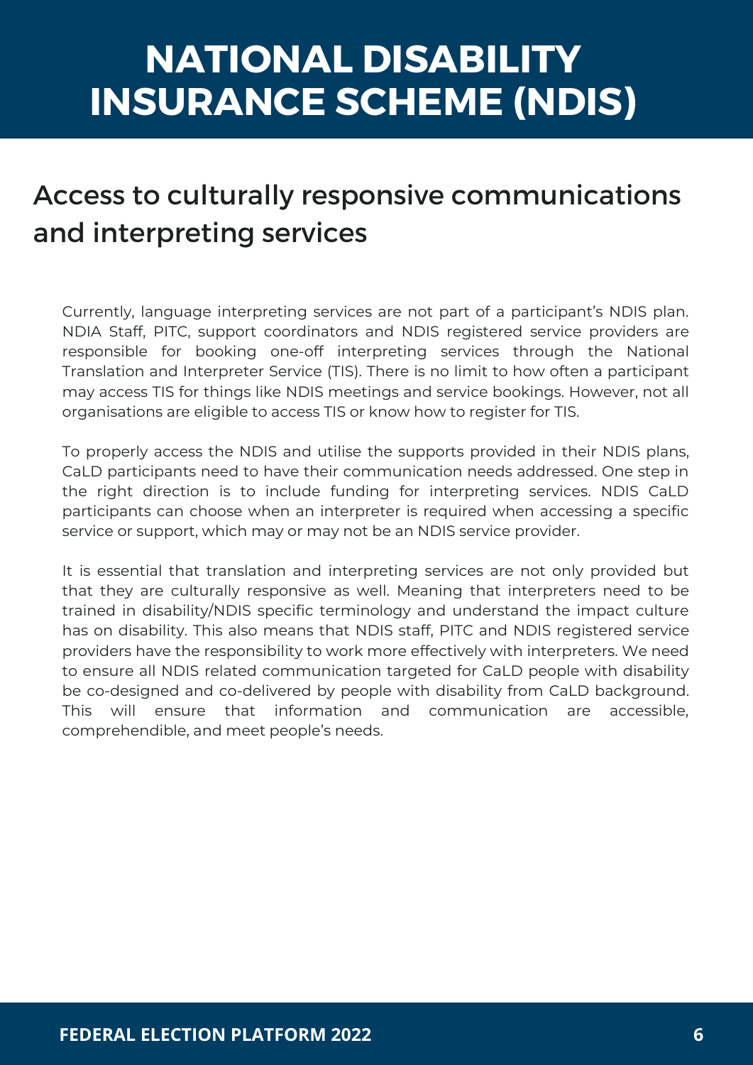# NATIONAL DISABILITY INSURANCE SCHEME (NDIS)

## Access to culturally responsive communications and interpreting services

Currently, language interpreting services are not part of a participant's NDIS plan. NDIA Staff, PITC, support coordinators and NDIS registered service providers are responsible for booking one-off interpreting services through the National Translation and Interpreter Service (TIS). There is no limit to how often a participant may access TIS for things like NDIS meetings and service bookings. However, not all organisations are eligible to access TIS or know how to register for TIS.

To properly access the NDIS and utilise the supports provided in their NDIS plans, CaLD participants need to have their communication needs addressed. One step in the right direction is to include funding for interpreting services. NDIS CaLD participants can choose when an interpreter is required when accessing a specific service or support, which may or may not be an NDIS service provider.

It is essential that translation and interpreting services are not only provided but that they are culturally responsive as well. Meaning that interpreters need to be trained in disability/NDIS specific terminology and understand the impact culture has on disability. This also means that NDIS staff, PITC and NDIS registered service providers have the responsibility to work more effectively with interpreters. We need to ensure all NDIS related communication targeted for CaLD people with disability be co-designed and co-delivered by people with disability from CaLD background. This will ensure that information and communication are accessible, comprehendible, and meet people's needs.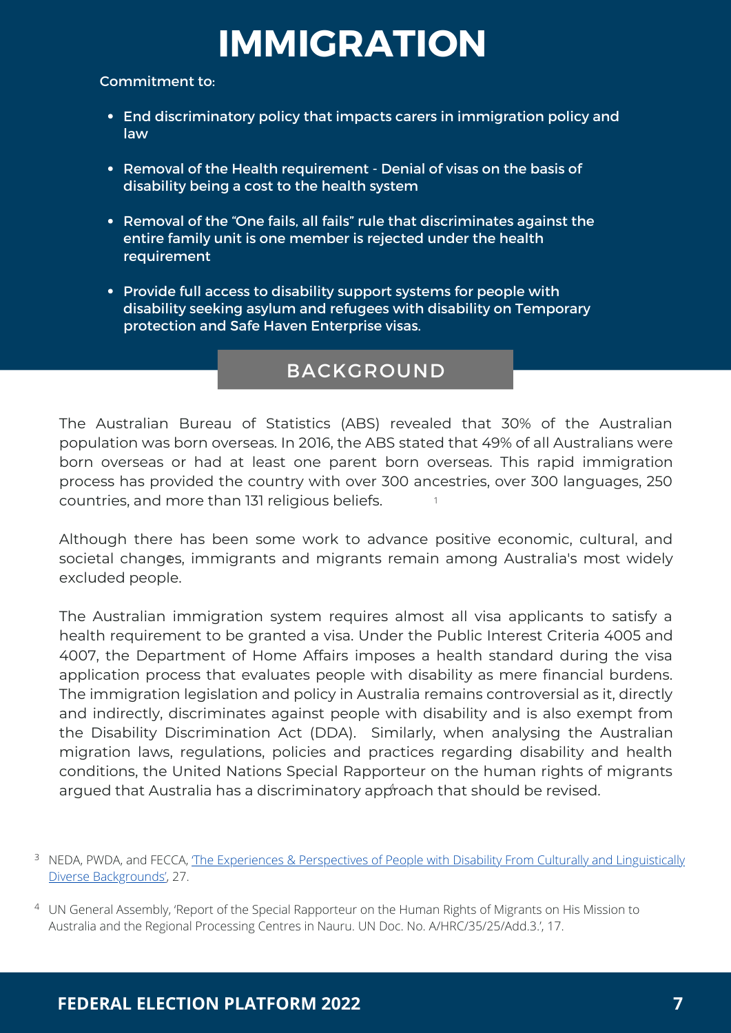# IMMIGRATION

Commitment to:

- End discriminatory policy that impacts carers in immigration policy and law
- Removal of the Health requirement - Denial of visas on the basis of disability being a cost to the health system
- Removal of the "One fails, all fails" rule that discriminates against the entire family unit is one member is rejected under the health requirement
- Provide full access to disability support systems for people with disability seeking asylum and refugees with disability on Temporary protection and Safe Haven Enterprise visas.

## BACKGROUND

The Australian Bureau of Statistics (ABS) revealed that 30% of the Australian population was born overseas. In 2016, the ABS stated that 49% of all Australians were born overseas or had at least one parent born overseas. This rapid immigration process has provided the country with over 300 ancestries, over 300 languages, 250 countries, and more than 131 religious beliefs.[1]

Although there has been some work to advance positive economic, cultural, and societal changes,[3] immigrants and migrants remain among Australia's most widely excluded people.

The Australian immigration system requires almost all visa applicants to satisfy a health requirement to be granted a visa. Under the Public Interest Criteria 4005 and 4007, the Department of Home Affairs imposes a health standard during the visa application process that evaluates people with disability as mere financial burdens. The immigration legislation and policy in Australia remains controversial as it, directly and indirectly, discriminates against people with disability and is also exempt from the Disability Discrimination Act (DDA). Similarly, when analysing the Australian migration laws, regulations, policies and practices regarding disability and health conditions, the United Nations Special Rapporteur on the human rights of migrants argued that Australia has a discriminatory approach that should be revised.[4]

[3] NEDA, PWDA, and FECCA, 'The Experiences & Perspectives of People with Disability From Culturally and Linguistically Diverse Backgrounds', 27.

[4] UN General Assembly, 'Report of the Special Rapporteur on the Human Rights of Migrants on His Mission to Australia and the Regional Processing Centres in Nauru. UN Doc. No. A/HRC/35/25/Add.3.', 17.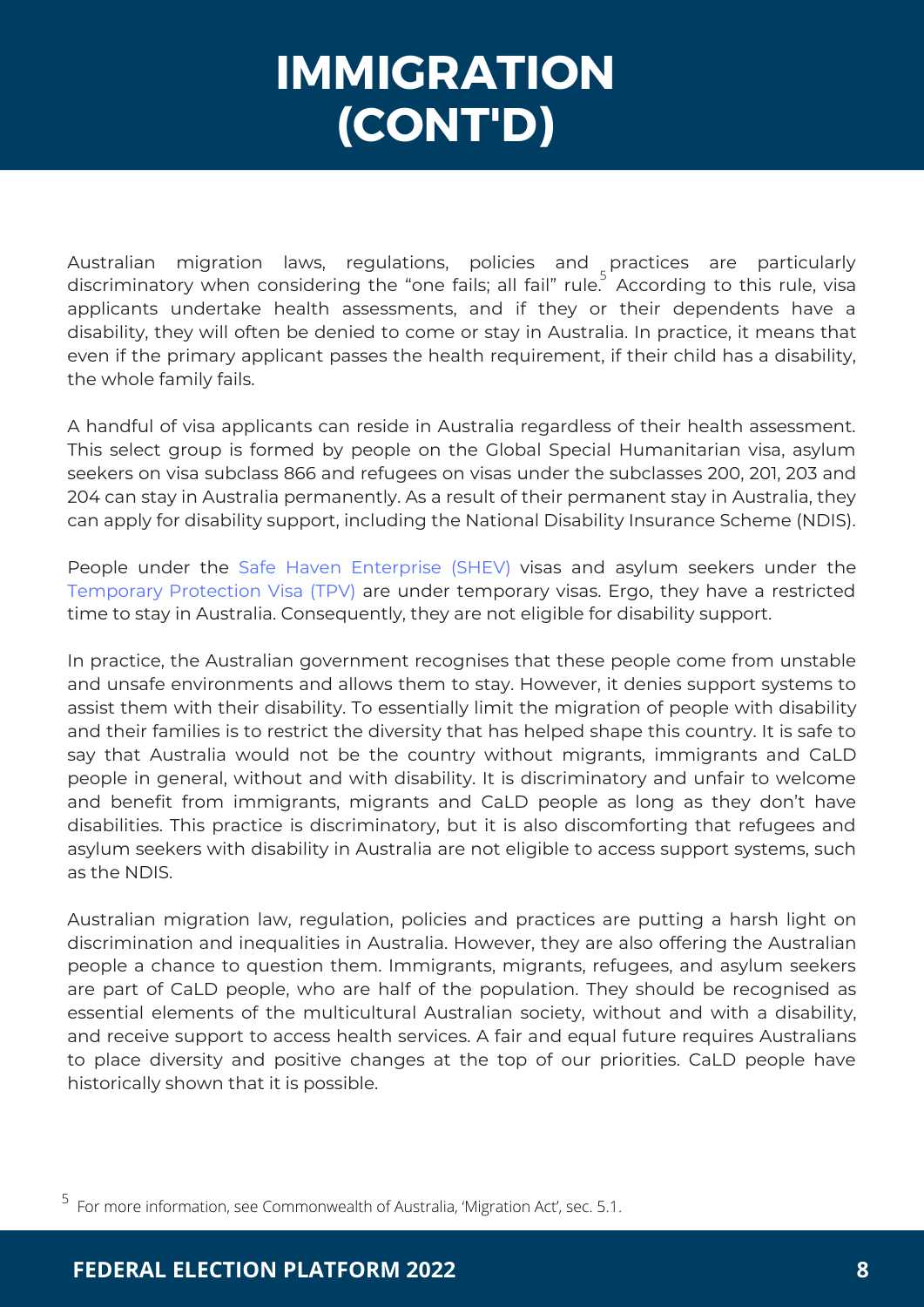# IMMIGRATION (CONT'D)

Australian migration laws, regulations, policies and practices are particularly discriminatory when considering the "one fails; all fail" rule.[5] According to this rule, visa applicants undertake health assessments, and if they or their dependents have a disability, they will often be denied to come or stay in Australia. In practice, it means that even if the primary applicant passes the health requirement, if their child has a disability, the whole family fails.

A handful of visa applicants can reside in Australia regardless of their health assessment. This select group is formed by people on the Global Special Humanitarian visa, asylum seekers on visa subclass 866 and refugees on visas under the subclasses 200, 201, 203 and 204 can stay in Australia permanently. As a result of their permanent stay in Australia, they can apply for disability support, including the National Disability Insurance Scheme (NDIS).

People under the Safe Haven Enterprise (SHEV) visas and asylum seekers under the Temporary Protection Visa (TPV) are under temporary visas. Ergo, they have a restricted time to stay in Australia. Consequently, they are not eligible for disability support.

In practice, the Australian government recognises that these people come from unstable and unsafe environments and allows them to stay. However, it denies support systems to assist them with their disability. To essentially limit the migration of people with disability and their families is to restrict the diversity that has helped shape this country. It is safe to say that Australia would not be the country without migrants, immigrants and CaLD people in general, without and with disability. It is discriminatory and unfair to welcome and benefit from immigrants, migrants and CaLD people as long as they don't have disabilities. This practice is discriminatory, but it is also discomforting that refugees and asylum seekers with disability in Australia are not eligible to access support systems, such as the NDIS.

Australian migration law, regulation, policies and practices are putting a harsh light on discrimination and inequalities in Australia. However, they are also offering the Australian people a chance to question them. Immigrants, migrants, refugees, and asylum seekers are part of CaLD people, who are half of the population. They should be recognised as essential elements of the multicultural Australian society, without and with a disability, and receive support to access health services. A fair and equal future requires Australians to place diversity and positive changes at the top of our priorities. CaLD people have historically shown that it is possible.

[5] For more information, see Commonwealth of Australia, 'Migration Act', sec. 5.1.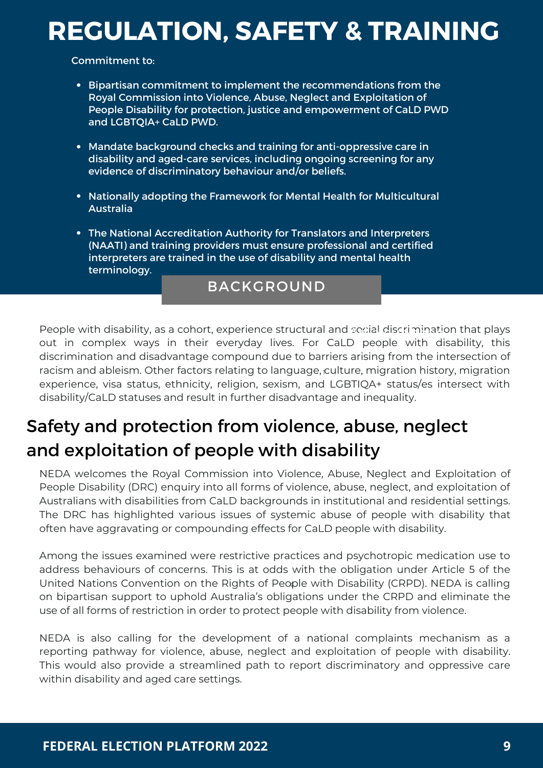# REGULATION, SAFETY & TRAINING

Commitment to:

- Bipartisan commitment to implement the recommendations from the Royal Commission into Violence, Abuse, Neglect and Exploitation of People Disability for protection, justice and empowerment of CaLD PWD and LGBTQIA+ CaLD PWD.
- Mandate background checks and training for anti-oppressive care in disability and aged-care services, including ongoing screening for any evidence of discriminatory behaviour and/or beliefs.
- Nationally adopting the Framework for Mental Health for Multicultural Australia
- The National Accreditation Authority for Translators and Interpreters (NAATI) and training providers must ensure professional and certified interpreters are trained in the use of disability and mental health terminology.

## BACKGROUND

People with disability, as a cohort, experience structural and social discrimination that plays out in complex ways in their everyday lives. For CaLD people with disability, this discrimination and disadvantage compound due to barriers arising from the intersection of racism and ableism. Other factors relating to language, culture, migration history, migration experience, visa status, ethnicity, religion, sexism, and LGBTIQA+ status/es intersect with disability/CaLD statuses and result in further disadvantage and inequality.

## Safety and protection from violence, abuse, neglect and exploitation of people with disability

NEDA welcomes the Royal Commission into Violence, Abuse, Neglect and Exploitation of People Disability (DRC) enquiry into all forms of violence, abuse, neglect, and exploitation of Australians with disabilities from CaLD backgrounds in institutional and residential settings. The DRC has highlighted various issues of systemic abuse of people with disability that often have aggravating or compounding effects for CaLD people with disability.

Among the issues examined were restrictive practices and psychotropic medication use to address behaviours of concerns. This is at odds with the obligation under Article 5 of the United Nations Convention on the Rights of People with Disability (CRPD). NEDA is calling on bipartisan support to uphold Australia's obligations under the CRPD and eliminate the use of all forms of restriction in order to protect people with disability from violence.

NEDA is also calling for the development of a national complaints mechanism as a reporting pathway for violence, abuse, neglect and exploitation of people with disability. This would also provide a streamlined path to report discriminatory and oppressive care within disability and aged care settings.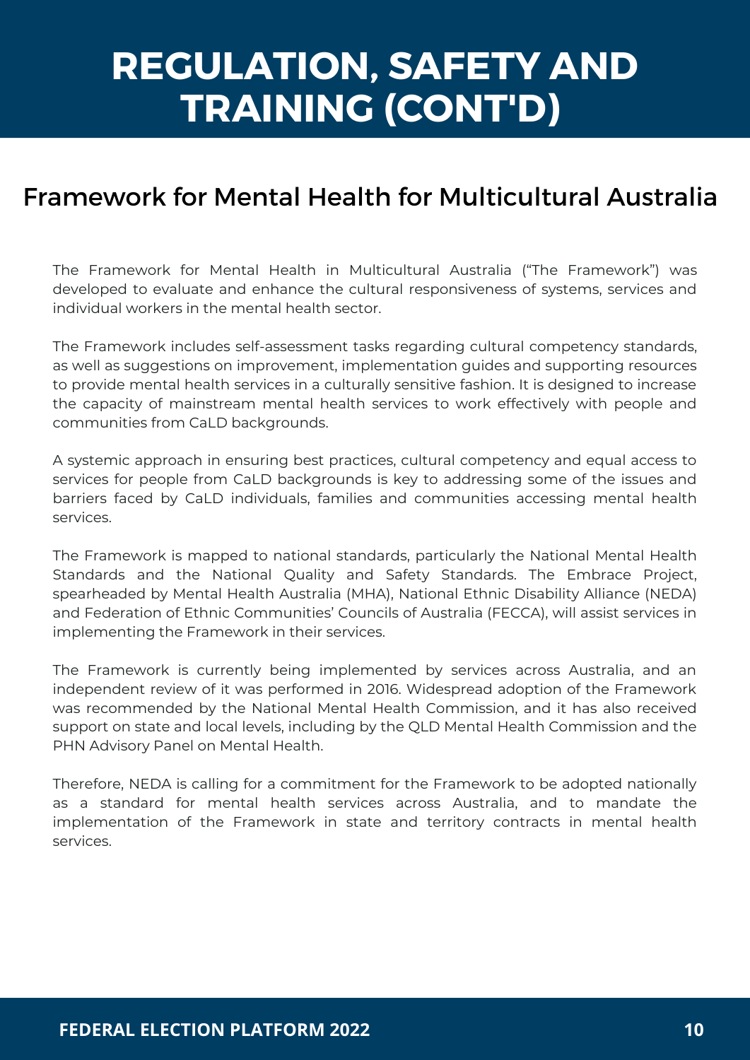# REGULATION, SAFETY AND TRAINING (CONT'D)

## Framework for Mental Health for Multicultural Australia

The Framework for Mental Health in Multicultural Australia ("The Framework") was developed to evaluate and enhance the cultural responsiveness of systems, services and individual workers in the mental health sector.

The Framework includes self-assessment tasks regarding cultural competency standards, as well as suggestions on improvement, implementation guides and supporting resources to provide mental health services in a culturally sensitive fashion. It is designed to increase the capacity of mainstream mental health services to work effectively with people and communities from CaLD backgrounds.

A systemic approach in ensuring best practices, cultural competency and equal access to services for people from CaLD backgrounds is key to addressing some of the issues and barriers faced by CaLD individuals, families and communities accessing mental health services.

The Framework is mapped to national standards, particularly the National Mental Health Standards and the National Quality and Safety Standards. The Embrace Project, spearheaded by Mental Health Australia (MHA), National Ethnic Disability Alliance (NEDA) and Federation of Ethnic Communities' Councils of Australia (FECCA), will assist services in implementing the Framework in their services.

The Framework is currently being implemented by services across Australia, and an independent review of it was performed in 2016. Widespread adoption of the Framework was recommended by the National Mental Health Commission, and it has also received support on state and local levels, including by the QLD Mental Health Commission and the PHN Advisory Panel on Mental Health.

Therefore, NEDA is calling for a commitment for the Framework to be adopted nationally as a standard for mental health services across Australia, and to mandate the implementation of the Framework in state and territory contracts in mental health services.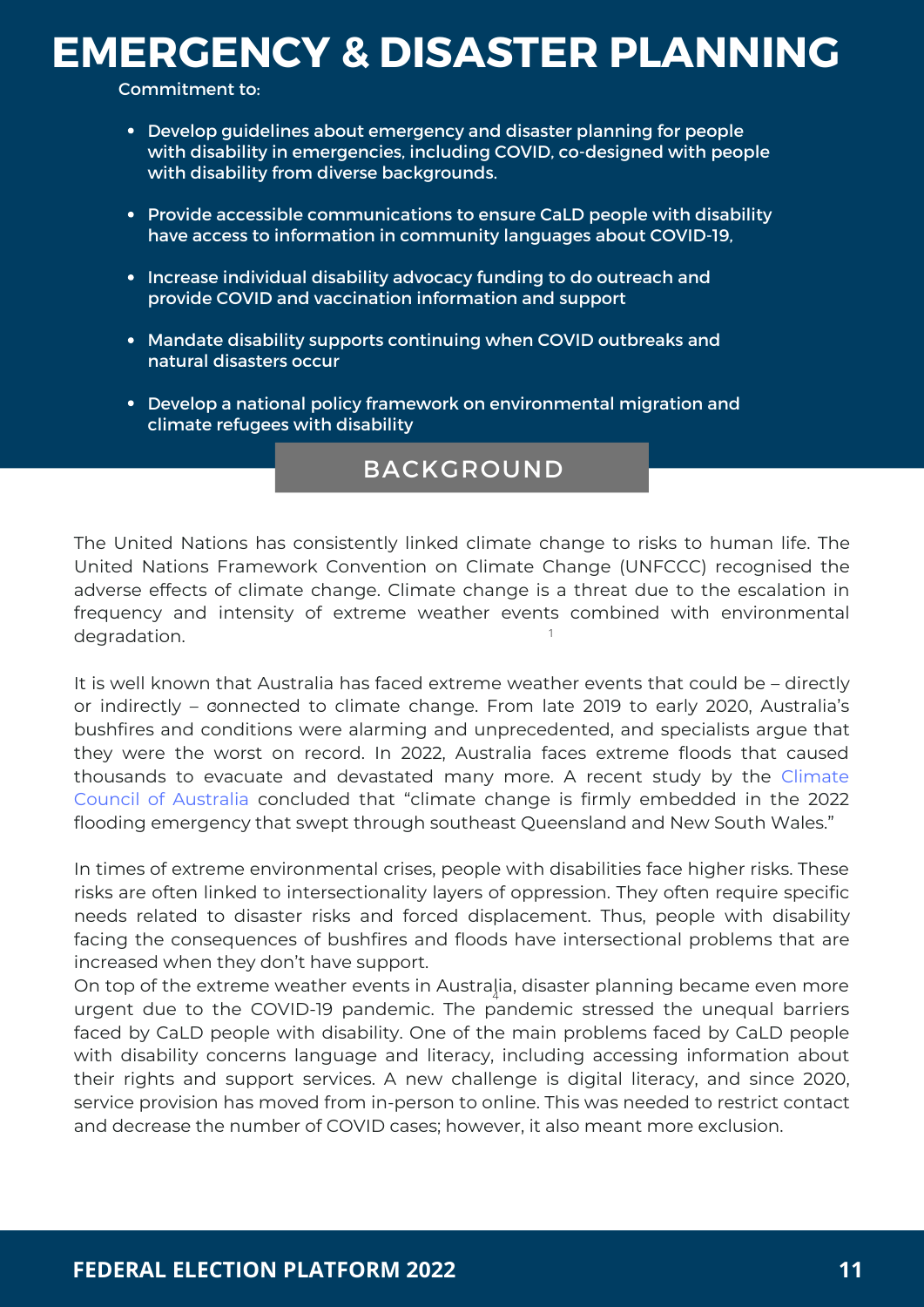# EMERGENCY & DISASTER PLANNING

Commitment to:

- Develop guidelines about emergency and disaster planning for people with disability in emergencies, including COVID, co-designed with people with disability from diverse backgrounds.
- Provide accessible communications to ensure CaLD people with disability have access to information in community languages about COVID-19,
- Increase individual disability advocacy funding to do outreach and provide COVID and vaccination information and support
- Mandate disability supports continuing when COVID outbreaks and natural disasters occur
- Develop a national policy framework on environmental migration and climate refugees with disability

## BACKGROUND

The United Nations has consistently linked climate change to risks to human life. The United Nations Framework Convention on Climate Change (UNFCCC) recognised the adverse effects of climate change. Climate change is a threat due to the escalation in frequency and intensity of extreme weather events combined with environmental degradation.[1]

It is well known that Australia has faced extreme weather events that could be – directly or indirectly – connected to climate change. From late 2019 to early 2020, Australia's bushfires and conditions were alarming and unprecedented, and specialists argue that they were the worst on record. In 2022, Australia faces extreme floods that caused thousands to evacuate and devastated many more. A recent study by the Climate Council of Australia concluded that "climate change is firmly embedded in the 2022 flooding emergency that swept through southeast Queensland and New South Wales."

In times of extreme environmental crises, people with disabilities face higher risks. These risks are often linked to intersectionality layers of oppression. They often require specific needs related to disaster risks and forced displacement. Thus, people with disability facing the consequences of bushfires and floods have intersectional problems that are increased when they don't have support.

On top of the extreme weather events in Australia,[4] disaster planning became even more urgent due to the COVID-19 pandemic. The pandemic stressed the unequal barriers faced by CaLD people with disability. One of the main problems faced by CaLD people with disability concerns language and literacy, including accessing information about their rights and support services. A new challenge is digital literacy, and since 2020, service provision has moved from in-person to online. This was needed to restrict contact and decrease the number of COVID cases; however, it also meant more exclusion.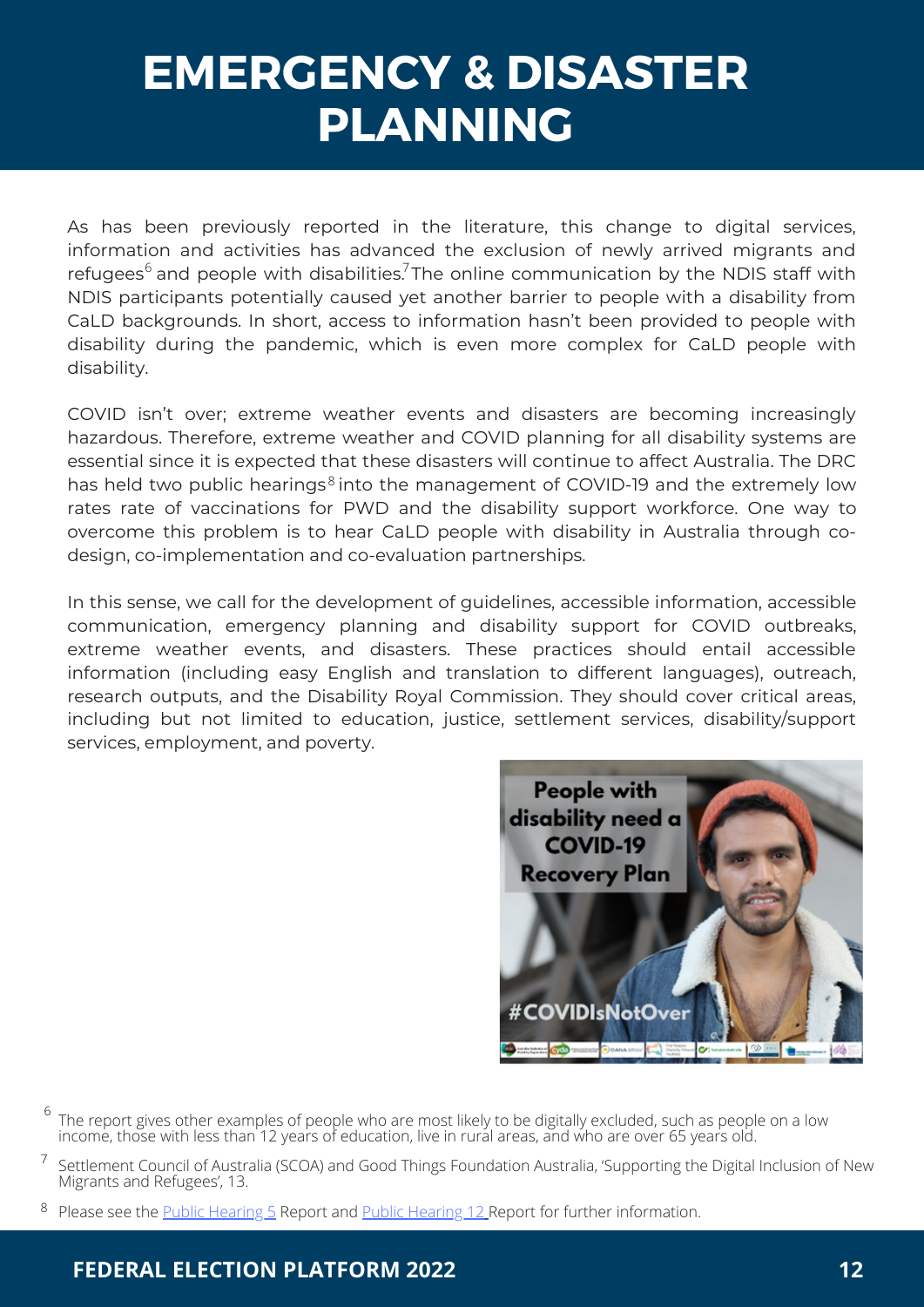# EMERGENCY & DISASTER PLANNING

As has been previously reported in the literature, this change to digital services, information and activities has advanced the exclusion of newly arrived migrants and refugees[6] and people with disabilities.[7] The online communication by the NDIS staff with NDIS participants potentially caused yet another barrier to people with a disability from CaLD backgrounds. In short, access to information hasn't been provided to people with disability during the pandemic, which is even more complex for CaLD people with disability.

COVID isn't over; extreme weather events and disasters are becoming increasingly hazardous. Therefore, extreme weather and COVID planning for all disability systems are essential since it is expected that these disasters will continue to affect Australia. The DRC has held two public hearings[8] into the management of COVID-19 and the extremely low rates rate of vaccinations for PWD and the disability support workforce. One way to overcome this problem is to hear CaLD people with disability in Australia through co-design, co-implementation and co-evaluation partnerships.

In this sense, we call for the development of guidelines, accessible information, accessible communication, emergency planning and disability support for COVID outbreaks, extreme weather events, and disasters. These practices should entail accessible information (including easy English and translation to different languages), outreach, research outputs, and the Disability Royal Commission. They should cover critical areas, including but not limited to education, justice, settlement services, disability/support services, employment, and poverty.

People with disability need a COVID-19 Recovery Plan

#COVIDIsNotOver

[6] The report gives other examples of people who are most likely to be digitally excluded, such as people on a low income, those with less than 12 years of education, live in rural areas, and who are over 65 years old.

[7] Settlement Council of Australia (SCOA) and Good Things Foundation Australia, 'Supporting the Digital Inclusion of New Migrants and Refugees', 13.

[8] Please see the Public Hearing 5 Report and Public Hearing 12 Report for further information.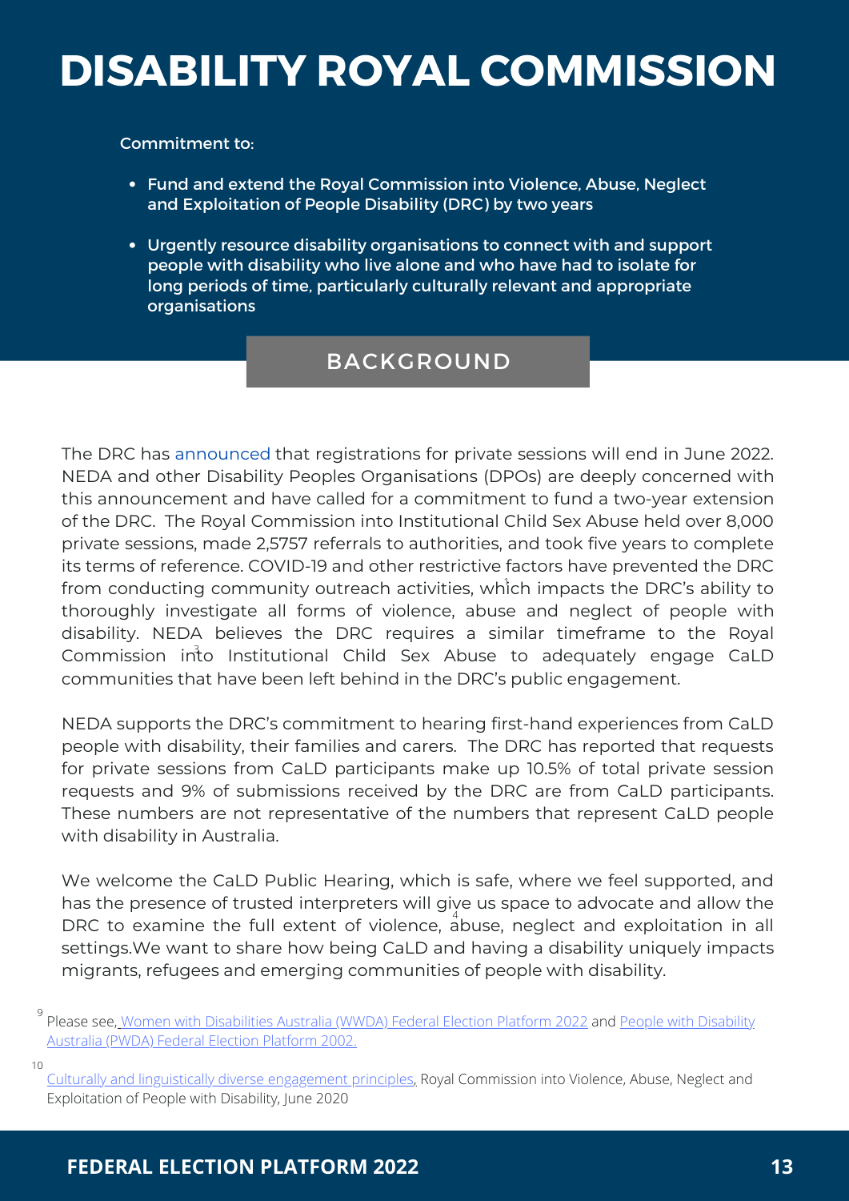# DISABILITY ROYAL COMMISSION

Commitment to:

- Fund and extend the Royal Commission into Violence, Abuse, Neglect and Exploitation of People Disability (DRC) by two years
- Urgently resource disability organisations to connect with and support people with disability who live alone and who have had to isolate for long periods of time, particularly culturally relevant and appropriate organisations

## BACKGROUND

The DRC has announced that registrations for private sessions will end in June 2022. NEDA and other Disability Peoples Organisations (DPOs) are deeply concerned with this announcement and have called for a commitment to fund a two-year extension of the DRC. The Royal Commission into Institutional Child Sex Abuse held over 8,000 private sessions, made 2,5757 referrals to authorities, and took five years to complete its terms of reference. COVID-19 and other restrictive factors have prevented the DRC from conducting community outreach activities, which impacts the DRC's ability to thoroughly investigate all forms of violence, abuse and neglect of people with disability. NEDA believes the DRC requires a similar timeframe to the Royal Commission into Institutional Child Sex Abuse to adequately engage CaLD communities that have been left behind in the DRC's public engagement.

NEDA supports the DRC's commitment to hearing first-hand experiences from CaLD people with disability, their families and carers. The DRC has reported that requests for private sessions from CaLD participants make up 10.5% of total private session requests and 9% of submissions received by the DRC are from CaLD participants. These numbers are not representative of the numbers that represent CaLD people with disability in Australia.

We welcome the CaLD Public Hearing, which is safe, where we feel supported, and has the presence of trusted interpreters will give us space to advocate and allow the DRC to examine the full extent of violence, abuse, neglect and exploitation in all settings.We want to share how being CaLD and having a disability uniquely impacts migrants, refugees and emerging communities of people with disability.

[9] Please see, Women with Disabilities Australia (WWDA) Federal Election Platform 2022 and People with Disability Australia (PWDA) Federal Election Platform 2002.

[10] Culturally and linguistically diverse engagement principles, Royal Commission into Violence, Abuse, Neglect and Exploitation of People with Disability, June 2020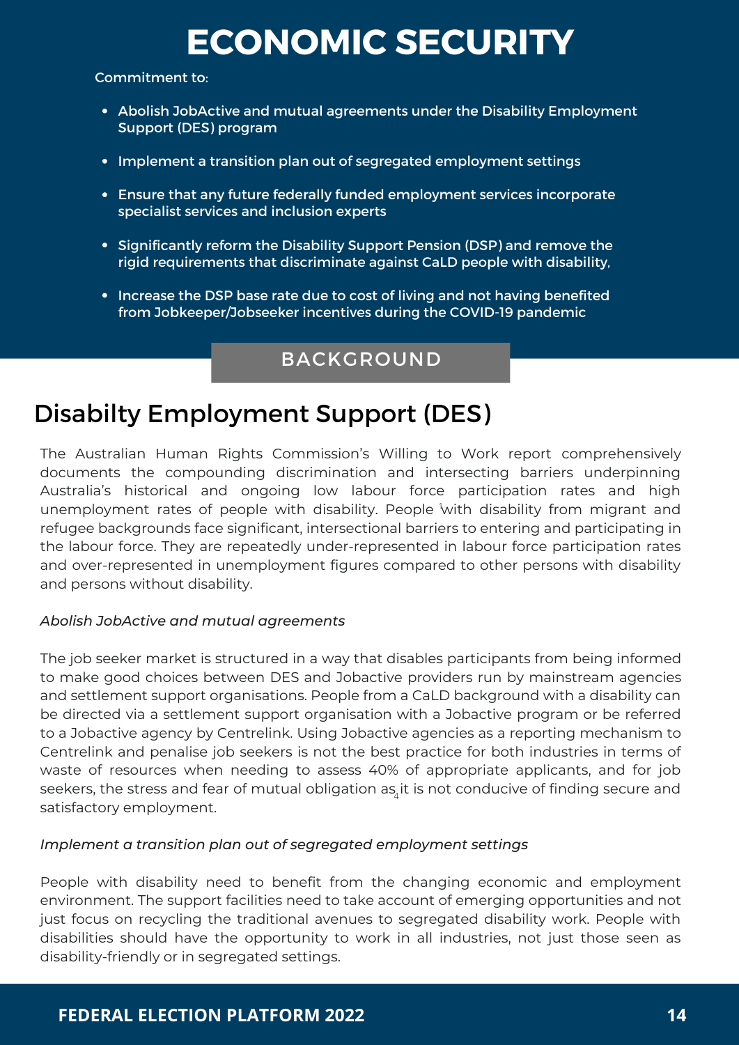# ECONOMIC SECURITY

Commitment to:

- Abolish JobActive and mutual agreements under the Disability Employment Support (DES) program
- Implement a transition plan out of segregated employment settings
- Ensure that any future federally funded employment services incorporate specialist services and inclusion experts
- Significantly reform the Disability Support Pension (DSP) and remove the rigid requirements that discriminate against CaLD people with disability,
- Increase the DSP base rate due to cost of living and not having benefited from Jobkeeper/Jobseeker incentives during the COVID-19 pandemic

BACKGROUND

## Disabilty Employment Support (DES)

The Australian Human Rights Commission's Willing to Work report comprehensively documents the compounding discrimination and intersecting barriers underpinning Australia's historical and ongoing low labour force participation rates and high unemployment rates of people with disability. People [1] with disability from migrant and refugee backgrounds face significant, intersectional barriers to entering and participating in the labour force. They are repeatedly under-represented in labour force participation rates and over-represented in unemployment figures compared to other persons with disability and persons without disability.

*Abolish JobActive and mutual agreements*

The job seeker market is structured in a way that disables participants from being informed to make good choices between DES and Jobactive providers run by mainstream agencies and settlement support organisations. People from a CaLD background with a disability can be directed via a settlement support organisation with a Jobactive program or be referred to a Jobactive agency by Centrelink. Using Jobactive agencies as a reporting mechanism to Centrelink and penalise job seekers is not the best practice for both industries in terms of waste of resources when needing to assess 40% of appropriate applicants, and for job seekers, the stress and fear of mutual obligation as[4] it is not conducive of finding secure and satisfactory employment.

*Implement a transition plan out of segregated employment settings*

People with disability need to benefit from the changing economic and employment environment. The support facilities need to take account of emerging opportunities and not just focus on recycling the traditional avenues to segregated disability work. People with disabilities should have the opportunity to work in all industries, not just those seen as disability-friendly or in segregated settings.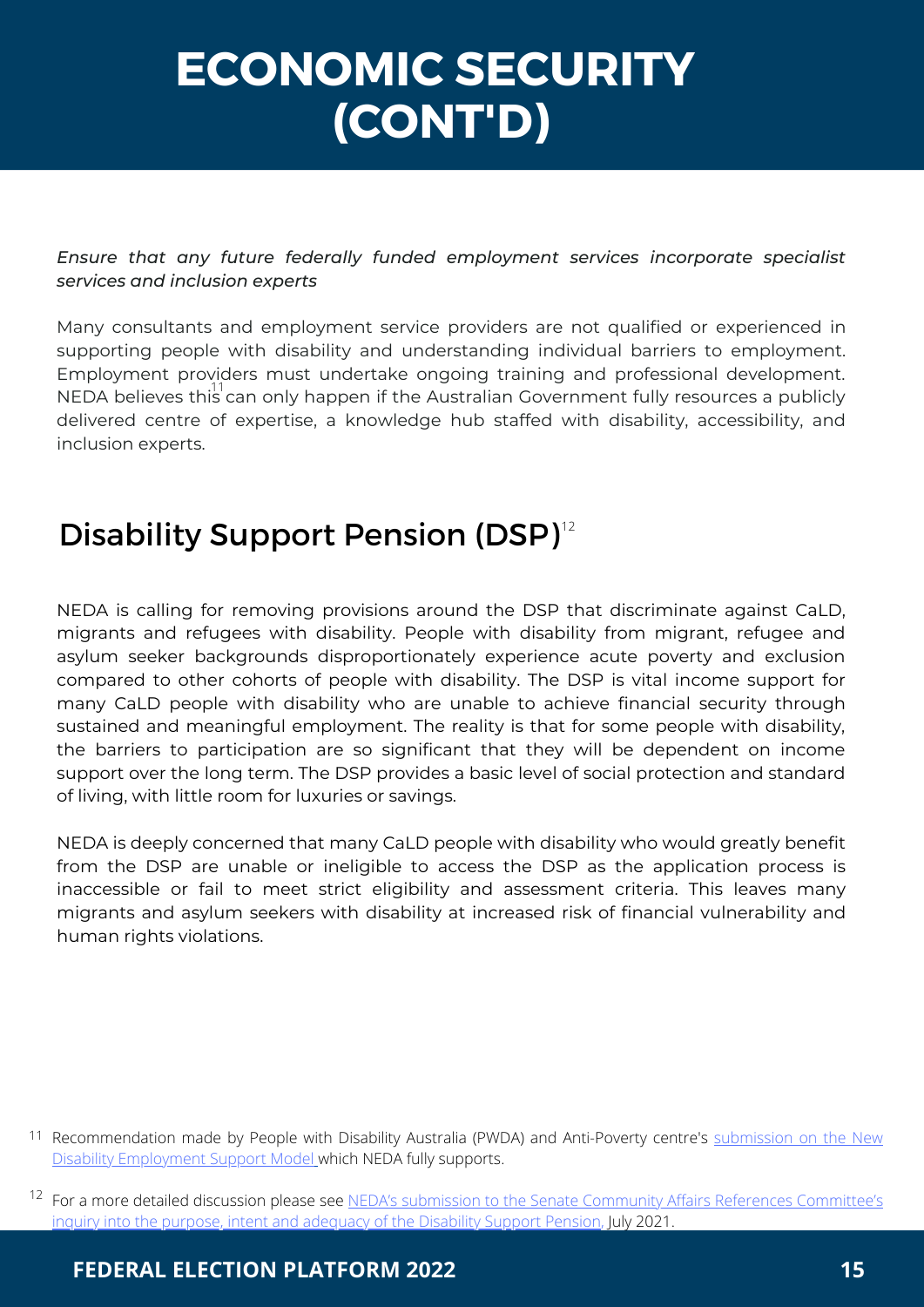// Heading "Economic Security (Cont'd)"; footer "Federal Election Platform 2022 · 15" omitted.
# ECONOMIC SECURITY (CONT'D)

*Ensure that any future federally funded employment services incorporate specialist services and inclusion experts*

Many consultants and employment service providers are not qualified or experienced in supporting people with disability and understanding individual barriers to employment. Employment providers must undertake ongoing training and professional development. NEDA believes this[11] can only happen if the Australian Government fully resources a publicly delivered centre of expertise, a knowledge hub staffed with disability, accessibility, and inclusion experts.

## Disability Support Pension (DSP)[12]

NEDA is calling for removing provisions around the DSP that discriminate against CaLD, migrants and refugees with disability. People with disability from migrant, refugee and asylum seeker backgrounds disproportionately experience acute poverty and exclusion compared to other cohorts of people with disability. The DSP is vital income support for many CaLD people with disability who are unable to achieve financial security through sustained and meaningful employment. The reality is that for some people with disability, the barriers to participation are so significant that they will be dependent on income support over the long term. The DSP provides a basic level of social protection and standard of living, with little room for luxuries or savings.

NEDA is deeply concerned that many CaLD people with disability who would greatly benefit from the DSP are unable or ineligible to access the DSP as the application process is inaccessible or fail to meet strict eligibility and assessment criteria. This leaves many migrants and asylum seekers with disability at increased risk of financial vulnerability and human rights violations.

[11] Recommendation made by People with Disability Australia (PWDA) and Anti-Poverty centre's submission on the New Disability Employment Support Model which NEDA fully supports.

[12] For a more detailed discussion please see NEDA's submission to the Senate Community Affairs References Committee's inquiry into the purpose, intent and adequacy of the Disability Support Pension, July 2021.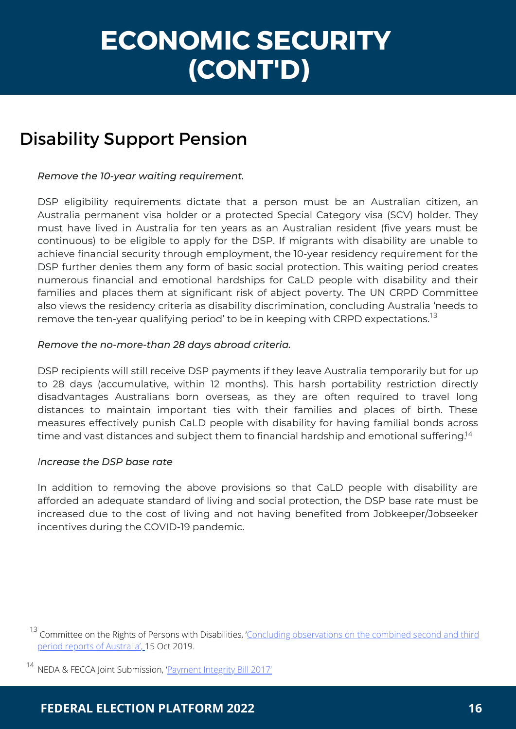# ECONOMIC SECURITY (CONT'D)

## Disability Support Pension

*Remove the 10-year waiting requirement.*

DSP eligibility requirements dictate that a person must be an Australian citizen, an Australia permanent visa holder or a protected Special Category visa (SCV) holder. They must have lived in Australia for ten years as an Australian resident (five years must be continuous) to be eligible to apply for the DSP. If migrants with disability are unable to achieve financial security through employment, the 10-year residency requirement for the DSP further denies them any form of basic social protection. This waiting period creates numerous financial and emotional hardships for CaLD people with disability and their families and places them at significant risk of abject poverty. The UN CRPD Committee also views the residency criteria as disability discrimination, concluding Australia 'needs to remove the ten-year qualifying period' to be in keeping with CRPD expectations.[13]

*Remove the no-more-than 28 days abroad criteria.*

DSP recipients will still receive DSP payments if they leave Australia temporarily but for up to 28 days (accumulative, within 12 months). This harsh portability restriction directly disadvantages Australians born overseas, as they are often required to travel long distances to maintain important ties with their families and places of birth. These measures effectively punish CaLD people with disability for having familial bonds across time and vast distances and subject them to financial hardship and emotional suffering.[14]

*Increase the DSP base rate*

In addition to removing the above provisions so that CaLD people with disability are afforded an adequate standard of living and social protection, the DSP base rate must be increased due to the cost of living and not having benefited from Jobkeeper/Jobseeker incentives during the COVID-19 pandemic.

[13] Committee on the Rights of Persons with Disabilities, 'Concluding observations on the combined second and third period reports of Australia', 15 Oct 2019.

[14] NEDA & FECCA Joint Submission, 'Payment Integrity Bill 2017'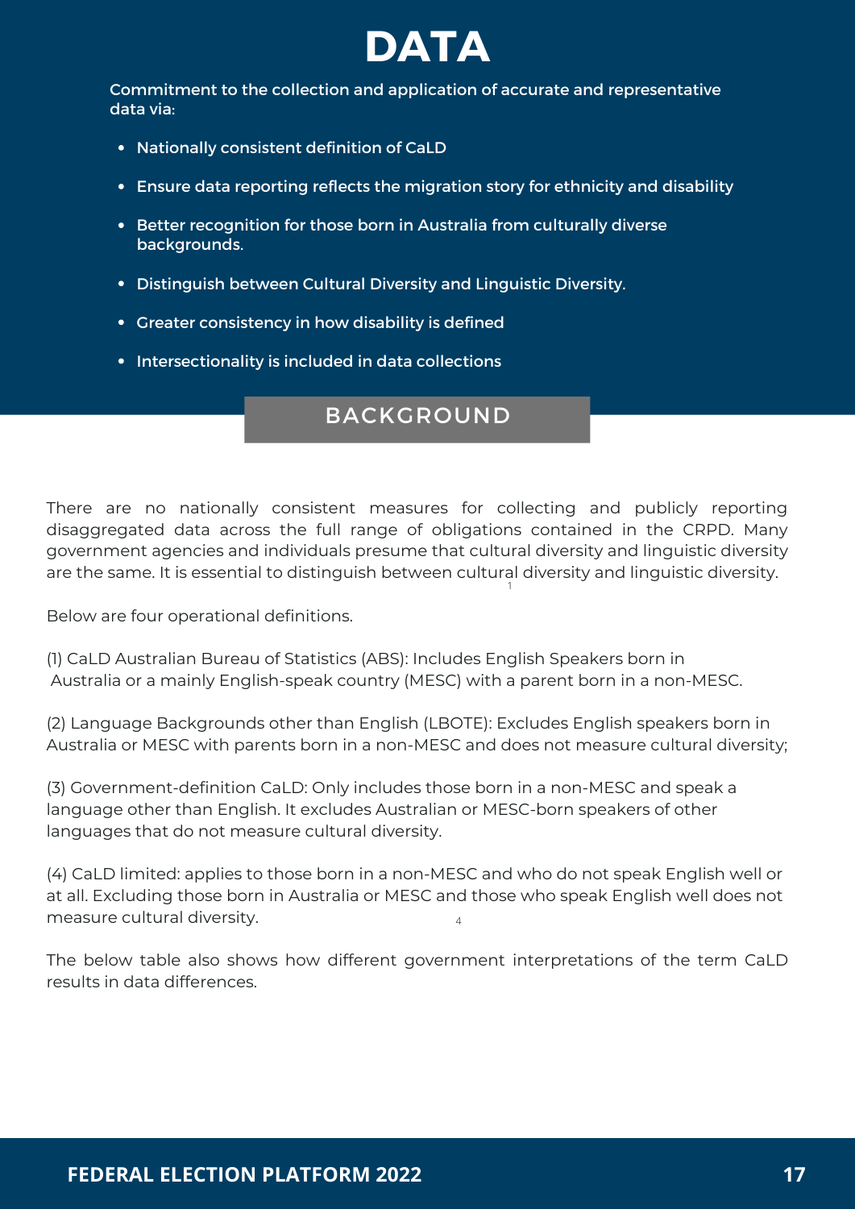# DATA

Commitment to the collection and application of accurate and representative data via:

- Nationally consistent definition of CaLD
- Ensure data reporting reflects the migration story for ethnicity and disability
- Better recognition for those born in Australia from culturally diverse backgrounds.
- Distinguish between Cultural Diversity and Linguistic Diversity.
- Greater consistency in how disability is defined
- Intersectionality is included in data collections

## BACKGROUND

There are no nationally consistent measures for collecting and publicly reporting disaggregated data across the full range of obligations contained in the CRPD. Many government agencies and individuals presume that cultural diversity and linguistic diversity are the same. It is essential to distinguish between cultural diversity and linguistic diversity.[1]

Below are four operational definitions.

(1) CaLD Australian Bureau of Statistics (ABS): Includes English Speakers born in Australia or a mainly English-speak country (MESC) with a parent born in a non-MESC.

(2) Language Backgrounds other than English (LBOTE): Excludes English speakers born in Australia or MESC with parents born in a non-MESC and does not measure cultural diversity;

(3) Government-definition CaLD: Only includes those born in a non-MESC and speak a language other than English. It excludes Australian or MESC-born speakers of other languages that do not measure cultural diversity.

(4) CaLD limited: applies to those born in a non-MESC and who do not speak English well or at all. Excluding those born in Australia or MESC and those who speak English well does not measure cultural diversity.[4]

The below table also shows how different government interpretations of the term CaLD results in data differences.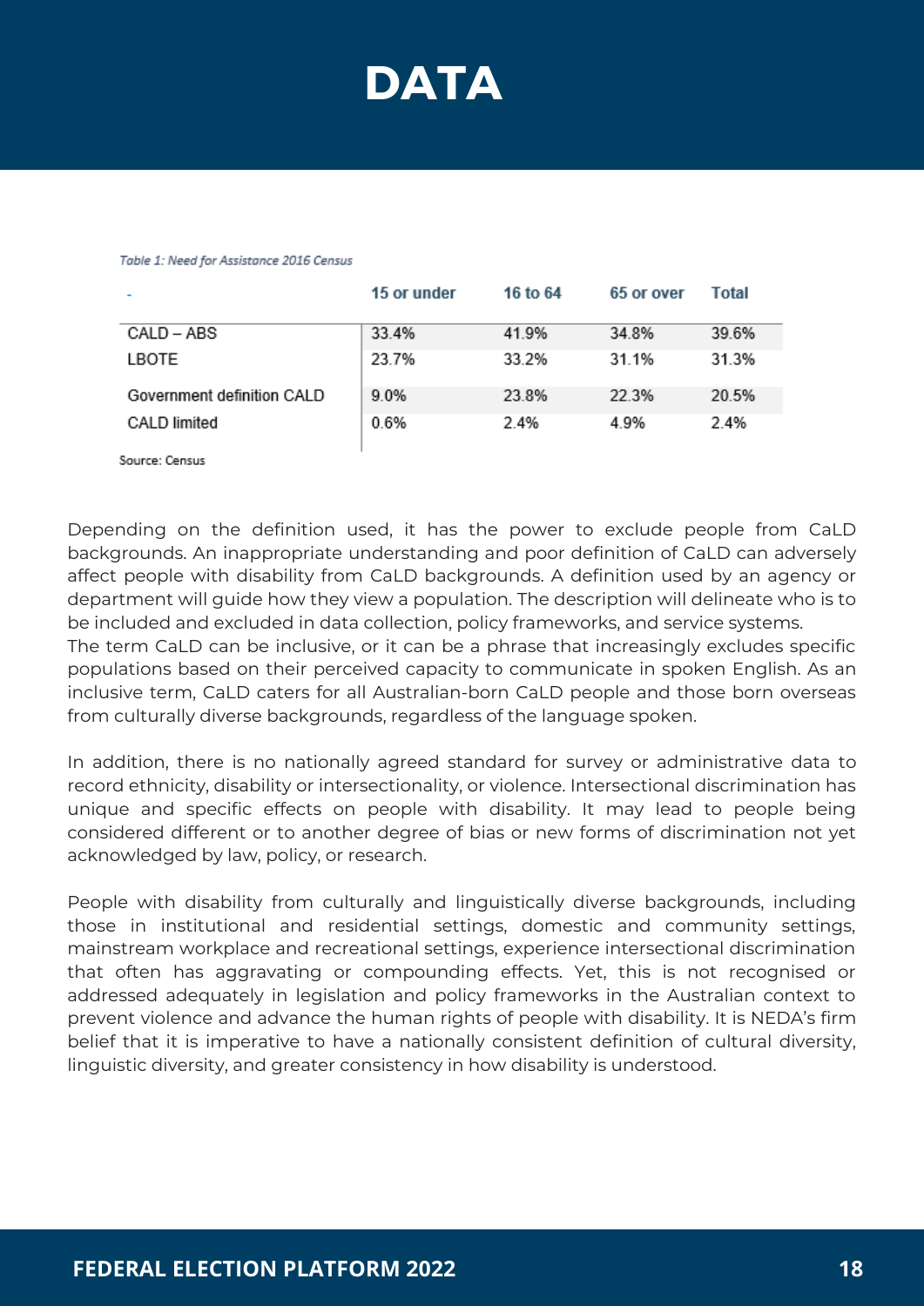# DATA

*Table 1: Need for Assistance 2016 Census*

| - | 15 or under | 16 to 64 | 65 or over | Total |
|---|---|---|---|---|
| CALD – ABS | 33.4% | 41.9% | 34.8% | 39.6% |
| LBOTE | 23.7% | 33.2% | 31.1% | 31.3% |
| Government definition CALD | 9.0% | 23.8% | 22.3% | 20.5% |
| CALD limited | 0.6% | 2.4% | 4.9% | 2.4% |

Source: Census

Depending on the definition used, it has the power to exclude people from CaLD backgrounds. An inappropriate understanding and poor definition of CaLD can adversely affect people with disability from CaLD backgrounds. A definition used by an agency or department will guide how they view a population. The description will delineate who is to be included and excluded in data collection, policy frameworks, and service systems.
The term CaLD can be inclusive, or it can be a phrase that increasingly excludes specific populations based on their perceived capacity to communicate in spoken English. As an inclusive term, CaLD caters for all Australian-born CaLD people and those born overseas from culturally diverse backgrounds, regardless of the language spoken.

In addition, there is no nationally agreed standard for survey or administrative data to record ethnicity, disability or intersectionality, or violence. Intersectional discrimination has unique and specific effects on people with disability. It may lead to people being considered different or to another degree of bias or new forms of discrimination not yet acknowledged by law, policy, or research.

People with disability from culturally and linguistically diverse backgrounds, including those in institutional and residential settings, domestic and community settings, mainstream workplace and recreational settings, experience intersectional discrimination that often has aggravating or compounding effects. Yet, this is not recognised or addressed adequately in legislation and policy frameworks in the Australian context to prevent violence and advance the human rights of people with disability. It is NEDA's firm belief that it is imperative to have a nationally consistent definition of cultural diversity, linguistic diversity, and greater consistency in how disability is understood.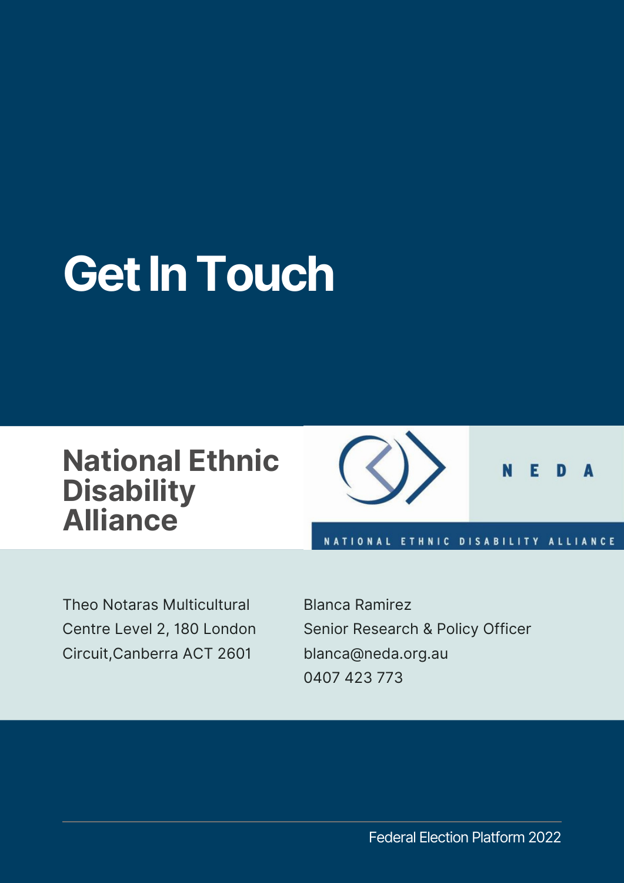# Get In Touch

## National Ethnic Disability Alliance

Theo Notaras Multicultural Centre Level 2, 180 London Circuit,Canberra ACT 2601

Blanca Ramirez
Senior Research & Policy Officer
blanca@neda.org.au
0407 423 773